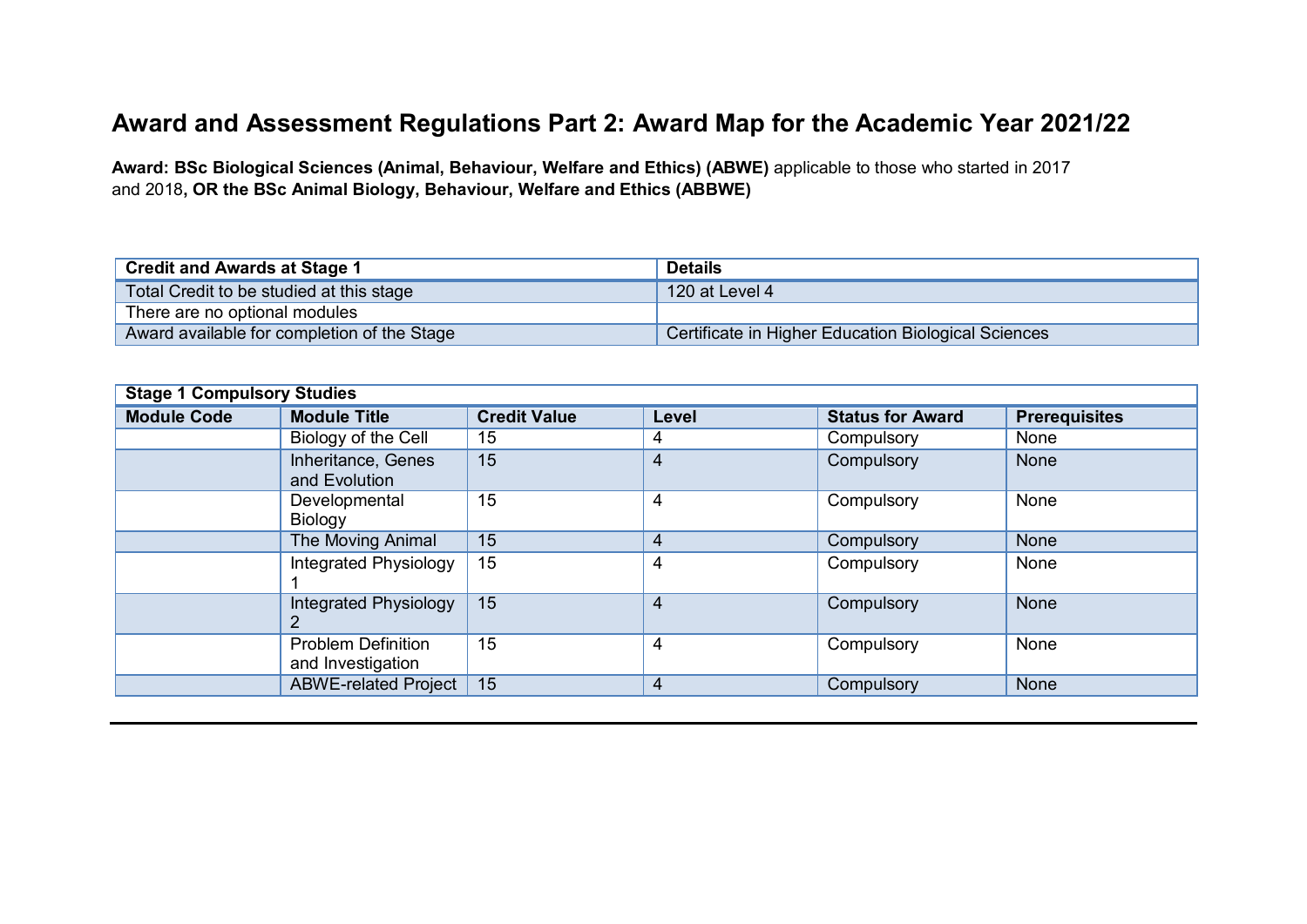# Award and Assessment Regulations Part 2: Award Map for the Academic Year 2021/22

**Award: BSc Biological Sciences (Animal, Behaviour, Welfare and Ethics) (ABWE)** applicable to those who started in 2017 and 2018**, OR the BSc Animal Biology, Behaviour, Welfare and Ethics (ABBWE)**

| Credit and Awards at Stage 1 | Details |
|---|---|
| Total Credit to be studied at this stage | 120 at Level 4 |
| There are no optional modules | |
| Award available for completion of the Stage | Certificate in Higher Education Biological Sciences |

| Stage 1 Compulsory Studies | | | | | |
|---|---|---|---|---|---|
| **Module Code** | **Module Title** | **Credit Value** | **Level** | **Status for Award** | **Prerequisites** |
| | Biology of the Cell | 15 | 4 | Compulsory | None |
| | Inheritance, Genes and Evolution | 15 | 4 | Compulsory | None |
| | Developmental Biology | 15 | 4 | Compulsory | None |
| | The Moving Animal | 15 | 4 | Compulsory | None |
| | Integrated Physiology 1 | 15 | 4 | Compulsory | None |
| | Integrated Physiology 2 | 15 | 4 | Compulsory | None |
| | Problem Definition and Investigation | 15 | 4 | Compulsory | None |
| | ABWE-related Project | 15 | 4 | Compulsory | None |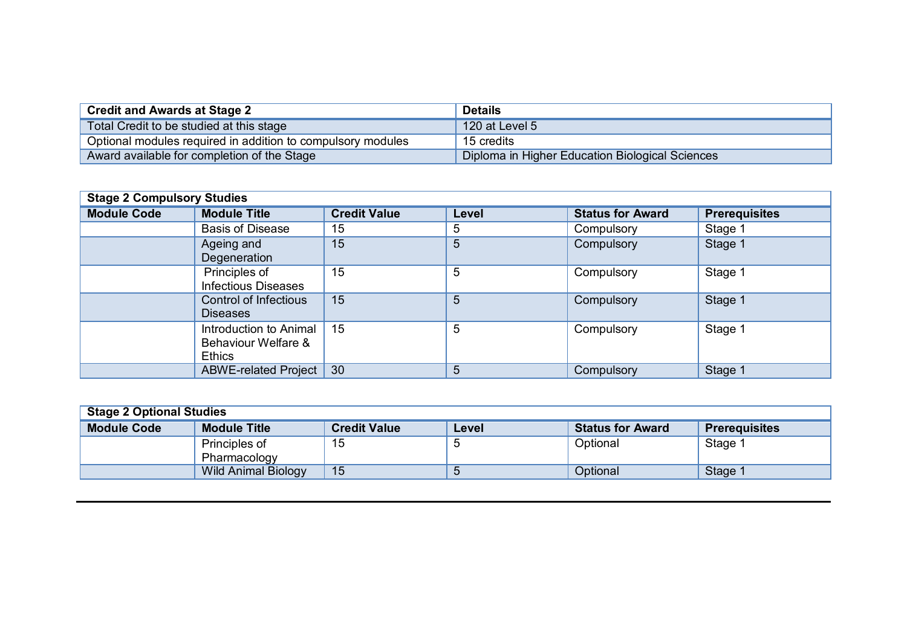| Credit and Awards at Stage 2 | Details |
| --- | --- |
| Total Credit to be studied at this stage | 120 at Level 5 |
| Optional modules required in addition to compulsory modules | 15 credits |
| Award available for completion of the Stage | Diploma in Higher Education Biological Sciences |

| Stage 2 Compulsory Studies | | | | | |
| --- | --- | --- | --- | --- | --- |
| **Module Code** | **Module Title** | **Credit Value** | **Level** | **Status for Award** | **Prerequisites** |
| | Basis of Disease | 15 | 5 | Compulsory | Stage 1 |
| | Ageing and Degeneration | 15 | 5 | Compulsory | Stage 1 |
| | Principles of Infectious Diseases | 15 | 5 | Compulsory | Stage 1 |
| | Control of Infectious Diseases | 15 | 5 | Compulsory | Stage 1 |
| | Introduction to Animal Behaviour Welfare & Ethics | 15 | 5 | Compulsory | Stage 1 |
| | ABWE-related Project | 30 | 5 | Compulsory | Stage 1 |

| Stage 2 Optional Studies | | | | | |
| --- | --- | --- | --- | --- | --- |
| **Module Code** | **Module Title** | **Credit Value** | **Level** | **Status for Award** | **Prerequisites** |
| | Principles of Pharmacology | 15 | 5 | Optional | Stage 1 |
| | Wild Animal Biology | 15 | 5 | Optional | Stage 1 |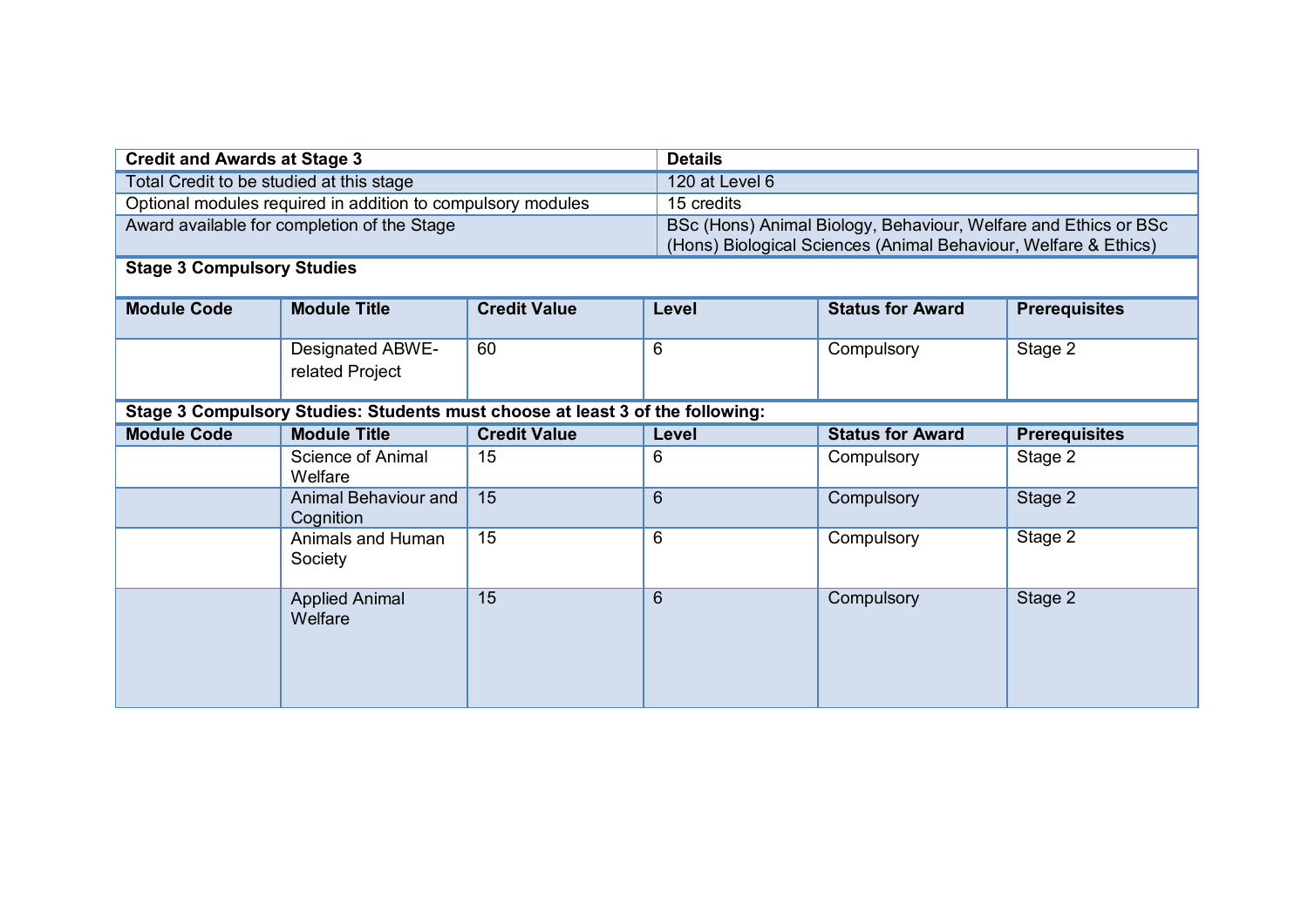| Credit and Awards at Stage 3 | Details |
| --- | --- |
| Total Credit to be studied at this stage | 120 at Level 6 |
| Optional modules required in addition to compulsory modules | 15 credits |
| Award available for completion of the Stage | BSc (Hons) Animal Biology, Behaviour, Welfare and Ethics or BSc (Hons) Biological Sciences (Animal Behaviour, Welfare & Ethics) |

**Stage 3 Compulsory Studies**

| Module Code | Module Title | Credit Value | Level | Status for Award | Prerequisites |
| --- | --- | --- | --- | --- | --- |
| | Designated ABWE-related Project | 60 | 6 | Compulsory | Stage 2 |

**Stage 3 Compulsory Studies: Students must choose at least 3 of the following:**

| Module Code | Module Title | Credit Value | Level | Status for Award | Prerequisites |
| --- | --- | --- | --- | --- | --- |
| | Science of Animal Welfare | 15 | 6 | Compulsory | Stage 2 |
| | Animal Behaviour and Cognition | 15 | 6 | Compulsory | Stage 2 |
| | Animals and Human Society | 15 | 6 | Compulsory | Stage 2 |
| | Applied Animal Welfare | 15 | 6 | Compulsory | Stage 2 |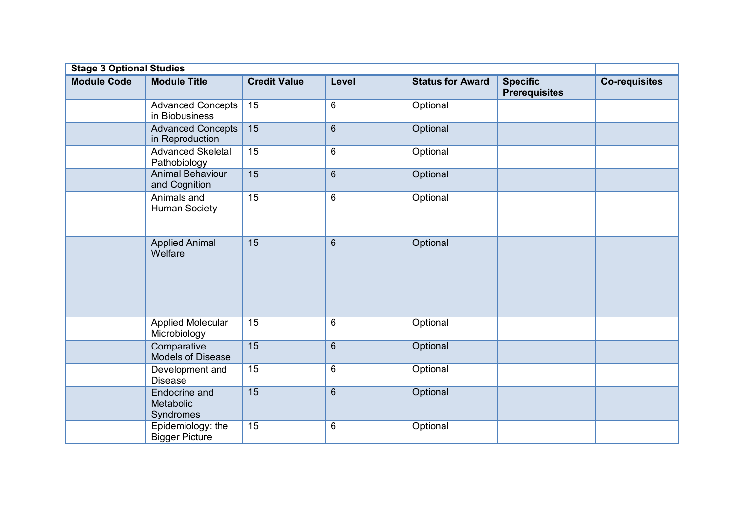| Stage 3 Optional Studies | | | | | | |
|---|---|---|---|---|---|---|
| **Module Code** | **Module Title** | **Credit Value** | **Level** | **Status for Award** | **Specific Prerequisites** | **Co-requisites** |
| | Advanced Concepts in Biobusiness | 15 | 6 | Optional | | |
| | Advanced Concepts in Reproduction | 15 | 6 | Optional | | |
| | Advanced Skeletal Pathobiology | 15 | 6 | Optional | | |
| | Animal Behaviour and Cognition | 15 | 6 | Optional | | |
| | Animals and Human Society | 15 | 6 | Optional | | |
| | Applied Animal Welfare | 15 | 6 | Optional | | |
| | Applied Molecular Microbiology | 15 | 6 | Optional | | |
| | Comparative Models of Disease | 15 | 6 | Optional | | |
| | Development and Disease | 15 | 6 | Optional | | |
| | Endocrine and Metabolic Syndromes | 15 | 6 | Optional | | |
| | Epidemiology: the Bigger Picture | 15 | 6 | Optional | | |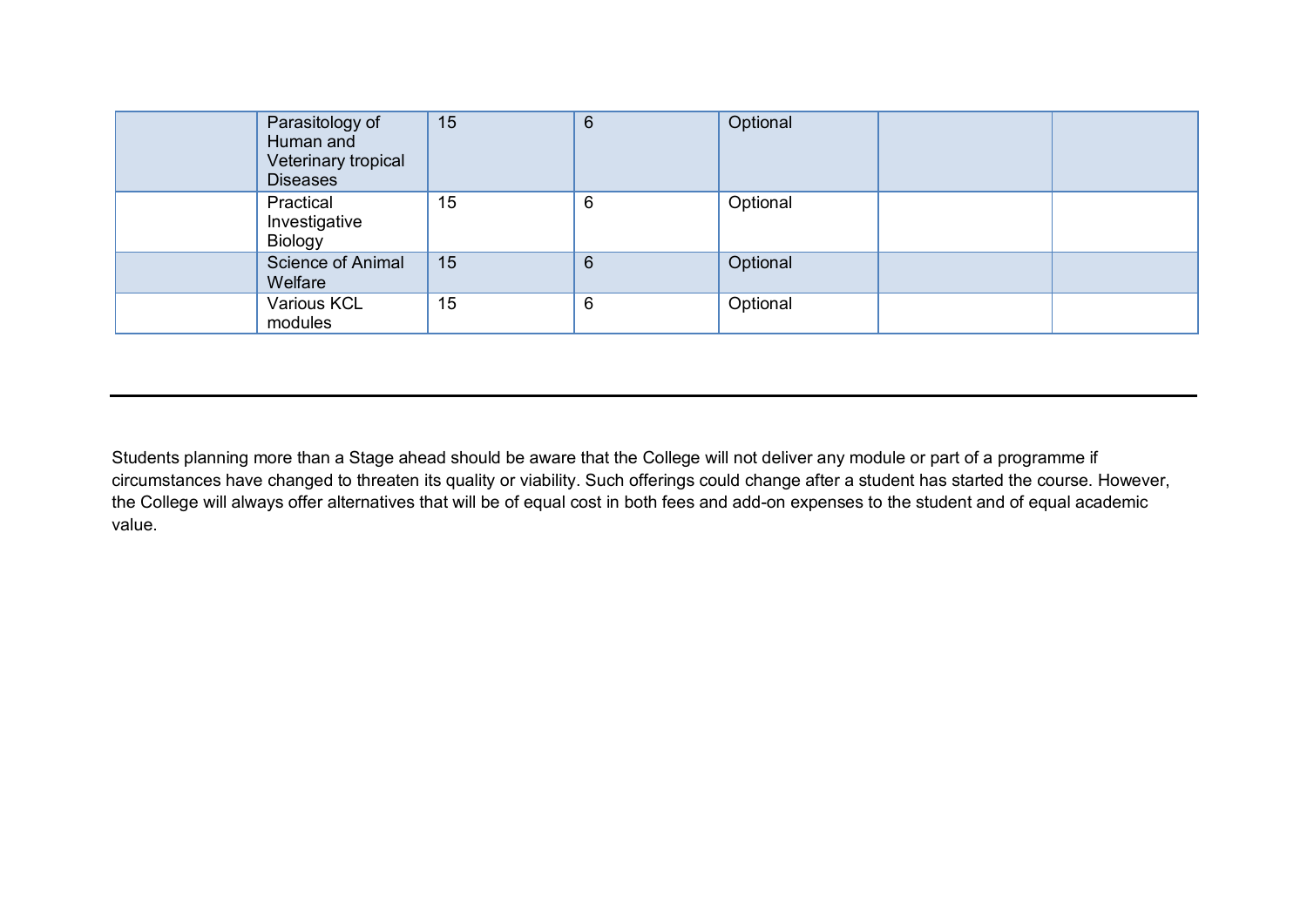| | | | | | | |
|---|---|---|---|---|---|---|
| | Parasitology of Human and Veterinary tropical Diseases | 15 | 6 | Optional | | |
| | Practical Investigative Biology | 15 | 6 | Optional | | |
| | Science of Animal Welfare | 15 | 6 | Optional | | |
| | Various KCL modules | 15 | 6 | Optional | | |

---

Students planning more than a Stage ahead should be aware that the College will not deliver any module or part of a programme if circumstances have changed to threaten its quality or viability. Such offerings could change after a student has started the course. However, the College will always offer alternatives that will be of equal cost in both fees and add-on expenses to the student and of equal academic value.